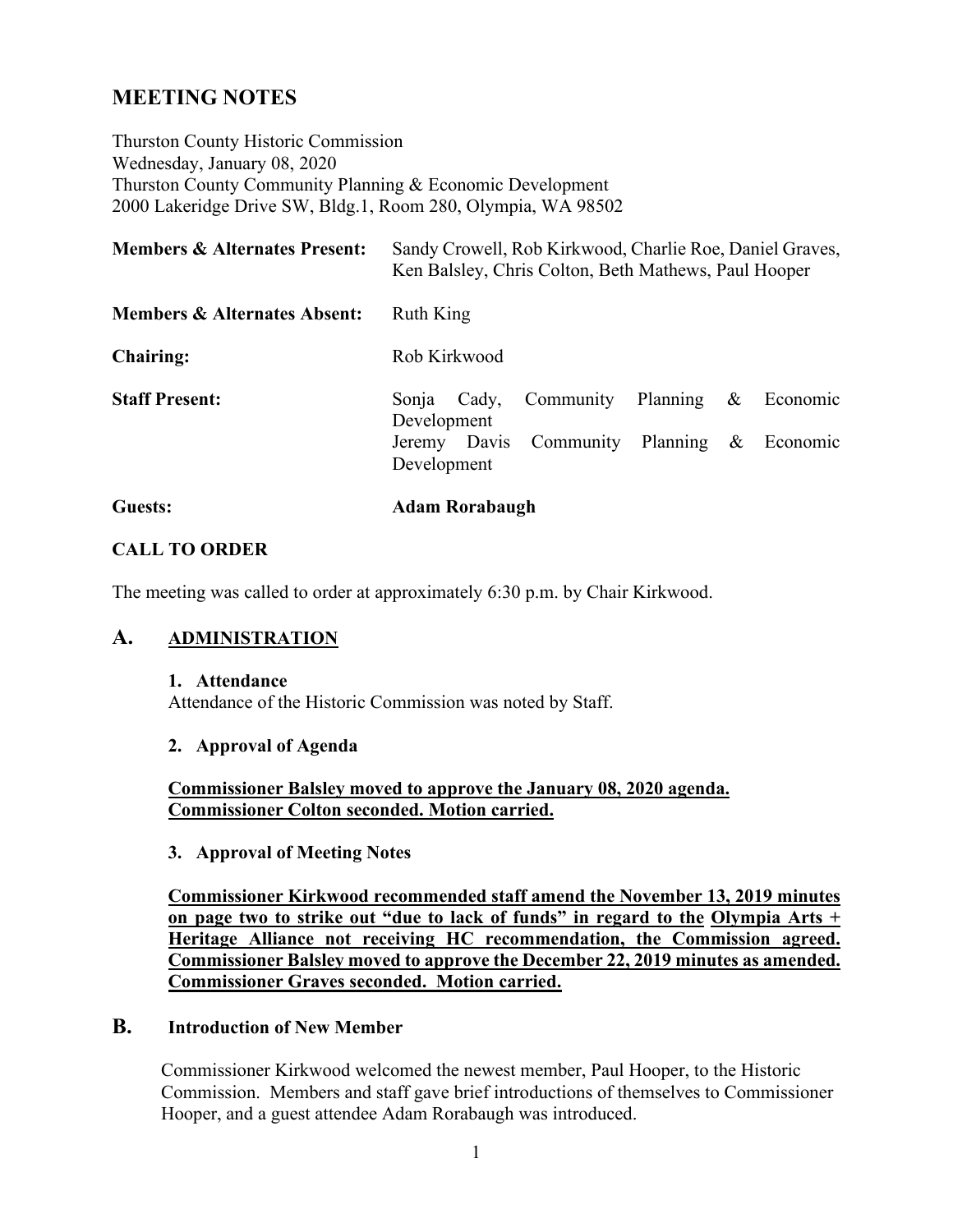# MEETING NOTES

Thurston County Historic Commission
Wednesday, January 08, 2020
Thurston County Community Planning & Economic Development
2000 Lakeridge Drive SW, Bldg.1, Room 280, Olympia, WA 98502

| | |
|---|---|
| **Members & Alternates Present:** | Sandy Crowell, Rob Kirkwood, Charlie Roe, Daniel Graves, Ken Balsley, Chris Colton, Beth Mathews, Paul Hooper |
| **Members & Alternates Absent:** | Ruth King |
| **Chairing:** | Rob Kirkwood |
| **Staff Present:** | Sonja Cady, Community Planning & Economic Development<br>Jeremy Davis Community Planning & Economic Development |
| **Guests:** | **Adam Rorabaugh** |

## CALL TO ORDER

The meeting was called to order at approximately 6:30 p.m. by Chair Kirkwood.

## A. ADMINISTRATION

### 1. Attendance

Attendance of the Historic Commission was noted by Staff.

### 2. Approval of Agenda

**Commissioner Balsley moved to approve the January 08, 2020 agenda. Commissioner Colton seconded. Motion carried.**

### 3. Approval of Meeting Notes

**Commissioner Kirkwood recommended staff amend the November 13, 2019 minutes on page two to strike out "due to lack of funds" in regard to the Olympia Arts + Heritage Alliance not receiving HC recommendation, the Commission agreed. Commissioner Balsley moved to approve the December 22, 2019 minutes as amended. Commissioner Graves seconded. Motion carried.**

## B. Introduction of New Member

Commissioner Kirkwood welcomed the newest member, Paul Hooper, to the Historic Commission. Members and staff gave brief introductions of themselves to Commissioner Hooper, and a guest attendee Adam Rorabaugh was introduced.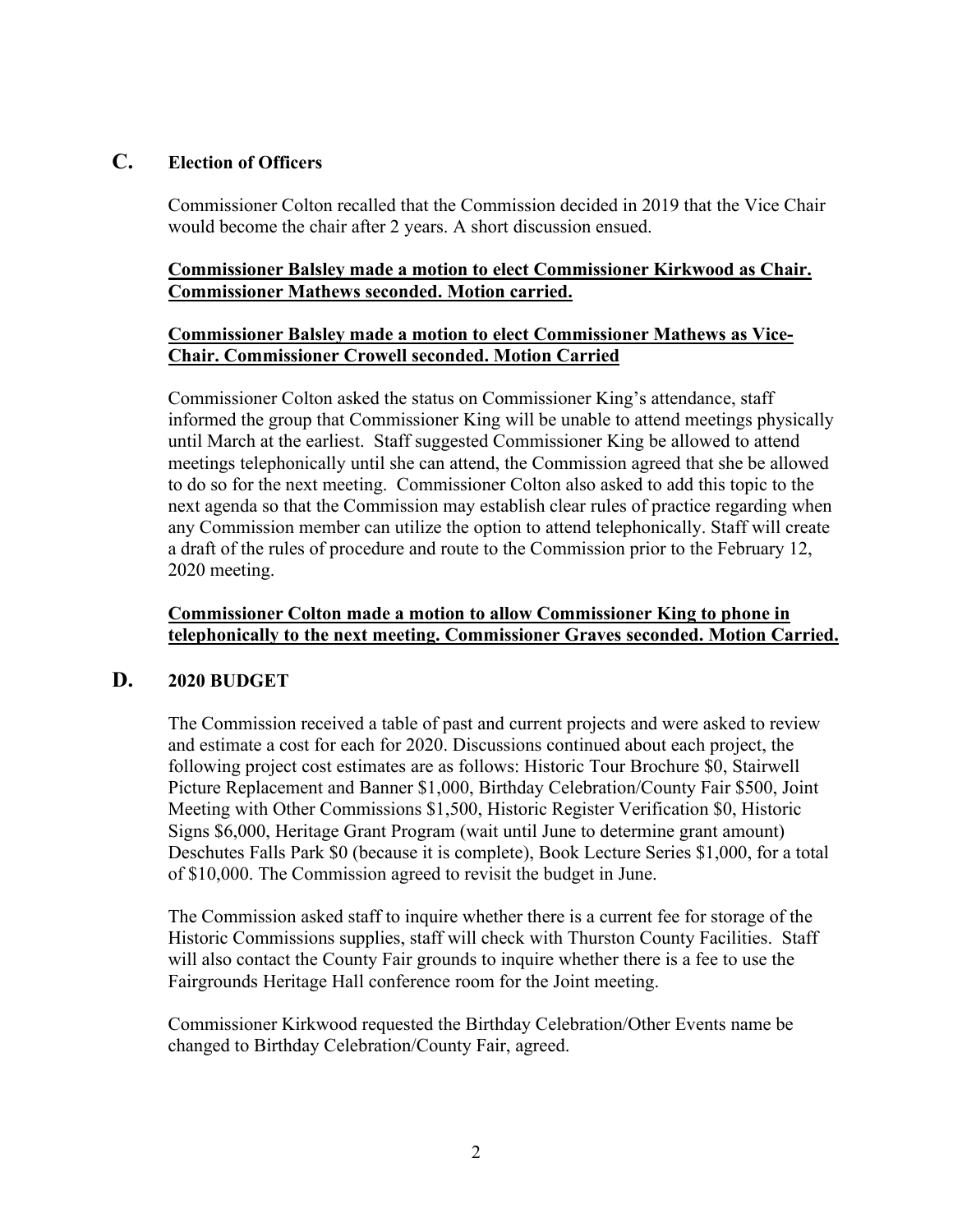## C. Election of Officers

Commissioner Colton recalled that the Commission decided in 2019 that the Vice Chair would become the chair after 2 years. A short discussion ensued.

**Commissioner Balsley made a motion to elect Commissioner Kirkwood as Chair. Commissioner Mathews seconded. Motion carried.**

**Commissioner Balsley made a motion to elect Commissioner Mathews as Vice-Chair. Commissioner Crowell seconded. Motion Carried**

Commissioner Colton asked the status on Commissioner King's attendance, staff informed the group that Commissioner King will be unable to attend meetings physically until March at the earliest. Staff suggested Commissioner King be allowed to attend meetings telephonically until she can attend, the Commission agreed that she be allowed to do so for the next meeting. Commissioner Colton also asked to add this topic to the next agenda so that the Commission may establish clear rules of practice regarding when any Commission member can utilize the option to attend telephonically. Staff will create a draft of the rules of procedure and route to the Commission prior to the February 12, 2020 meeting.

**Commissioner Colton made a motion to allow Commissioner King to phone in telephonically to the next meeting. Commissioner Graves seconded. Motion Carried.**

## D. 2020 BUDGET

The Commission received a table of past and current projects and were asked to review and estimate a cost for each for 2020. Discussions continued about each project, the following project cost estimates are as follows: Historic Tour Brochure $0, Stairwell Picture Replacement and Banner $1,000, Birthday Celebration/County Fair $500, Joint Meeting with Other Commissions $1,500, Historic Register Verification $0, Historic Signs $6,000, Heritage Grant Program (wait until June to determine grant amount) Deschutes Falls Park $0 (because it is complete), Book Lecture Series $1,000, for a total of $10,000. The Commission agreed to revisit the budget in June.

The Commission asked staff to inquire whether there is a current fee for storage of the Historic Commissions supplies, staff will check with Thurston County Facilities. Staff will also contact the County Fair grounds to inquire whether there is a fee to use the Fairgrounds Heritage Hall conference room for the Joint meeting.

Commissioner Kirkwood requested the Birthday Celebration/Other Events name be changed to Birthday Celebration/County Fair, agreed.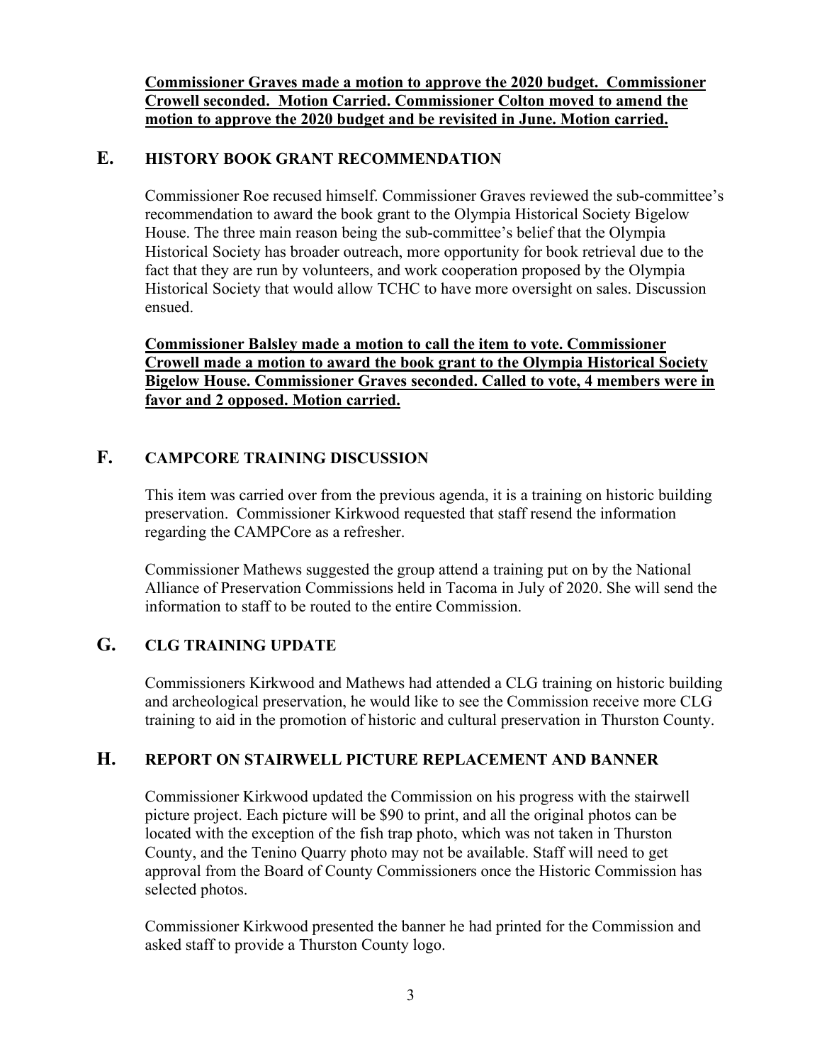**Commissioner Graves made a motion to approve the 2020 budget. Commissioner Crowell seconded. Motion Carried. Commissioner Colton moved to amend the motion to approve the 2020 budget and be revisited in June. Motion carried.**

## E. HISTORY BOOK GRANT RECOMMENDATION

Commissioner Roe recused himself. Commissioner Graves reviewed the sub-committee's recommendation to award the book grant to the Olympia Historical Society Bigelow House. The three main reason being the sub-committee's belief that the Olympia Historical Society has broader outreach, more opportunity for book retrieval due to the fact that they are run by volunteers, and work cooperation proposed by the Olympia Historical Society that would allow TCHC to have more oversight on sales. Discussion ensued.

**Commissioner Balsley made a motion to call the item to vote. Commissioner Crowell made a motion to award the book grant to the Olympia Historical Society Bigelow House. Commissioner Graves seconded. Called to vote, 4 members were in favor and 2 opposed. Motion carried.**

## F. CAMPCORE TRAINING DISCUSSION

This item was carried over from the previous agenda, it is a training on historic building preservation. Commissioner Kirkwood requested that staff resend the information regarding the CAMPCore as a refresher.

Commissioner Mathews suggested the group attend a training put on by the National Alliance of Preservation Commissions held in Tacoma in July of 2020. She will send the information to staff to be routed to the entire Commission.

## G. CLG TRAINING UPDATE

Commissioners Kirkwood and Mathews had attended a CLG training on historic building and archeological preservation, he would like to see the Commission receive more CLG training to aid in the promotion of historic and cultural preservation in Thurston County.

## H. REPORT ON STAIRWELL PICTURE REPLACEMENT AND BANNER

Commissioner Kirkwood updated the Commission on his progress with the stairwell picture project. Each picture will be $90 to print, and all the original photos can be located with the exception of the fish trap photo, which was not taken in Thurston County, and the Tenino Quarry photo may not be available. Staff will need to get approval from the Board of County Commissioners once the Historic Commission has selected photos.

Commissioner Kirkwood presented the banner he had printed for the Commission and asked staff to provide a Thurston County logo.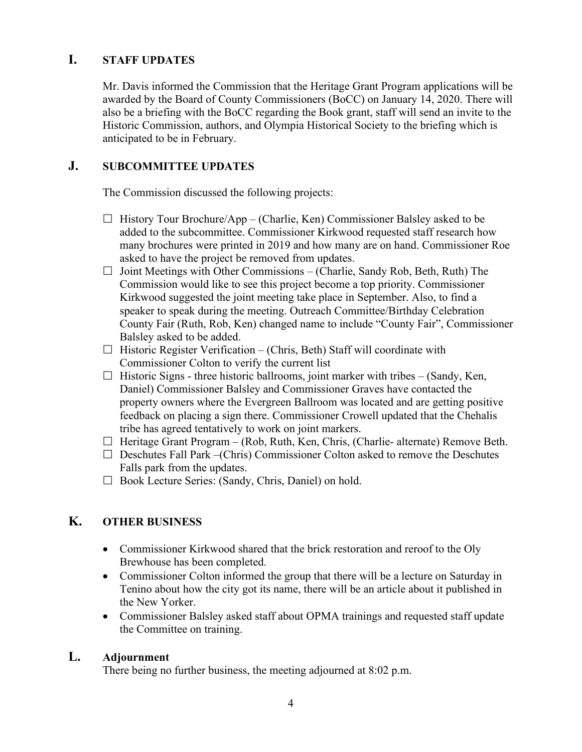## I. STAFF UPDATES

Mr. Davis informed the Commission that the Heritage Grant Program applications will be awarded by the Board of County Commissioners (BoCC) on January 14, 2020. There will also be a briefing with the BoCC regarding the Book grant, staff will send an invite to the Historic Commission, authors, and Olympia Historical Society to the briefing which is anticipated to be in February.

## J. SUBCOMMITTEE UPDATES

The Commission discussed the following projects:

- ☐ History Tour Brochure/App – (Charlie, Ken) Commissioner Balsley asked to be added to the subcommittee. Commissioner Kirkwood requested staff research how many brochures were printed in 2019 and how many are on hand. Commissioner Roe asked to have the project be removed from updates.
- ☐ Joint Meetings with Other Commissions – (Charlie, Sandy Rob, Beth, Ruth) The Commission would like to see this project become a top priority. Commissioner Kirkwood suggested the joint meeting take place in September. Also, to find a speaker to speak during the meeting. Outreach Committee/Birthday Celebration County Fair (Ruth, Rob, Ken) changed name to include "County Fair", Commissioner Balsley asked to be added.
- ☐ Historic Register Verification – (Chris, Beth) Staff will coordinate with Commissioner Colton to verify the current list
- ☐ Historic Signs - three historic ballrooms, joint marker with tribes – (Sandy, Ken, Daniel) Commissioner Balsley and Commissioner Graves have contacted the property owners where the Evergreen Ballroom was located and are getting positive feedback on placing a sign there. Commissioner Crowell updated that the Chehalis tribe has agreed tentatively to work on joint markers.
- ☐ Heritage Grant Program – (Rob, Ruth, Ken, Chris, (Charlie- alternate) Remove Beth.
- ☐ Deschutes Fall Park –(Chris) Commissioner Colton asked to remove the Deschutes Falls park from the updates.
- ☐ Book Lecture Series: (Sandy, Chris, Daniel) on hold.

## K. OTHER BUSINESS

- Commissioner Kirkwood shared that the brick restoration and reroof to the Oly Brewhouse has been completed.
- Commissioner Colton informed the group that there will be a lecture on Saturday in Tenino about how the city got its name, there will be an article about it published in the New Yorker.
- Commissioner Balsley asked staff about OPMA trainings and requested staff update the Committee on training.

## L. Adjournment

There being no further business, the meeting adjourned at 8:02 p.m.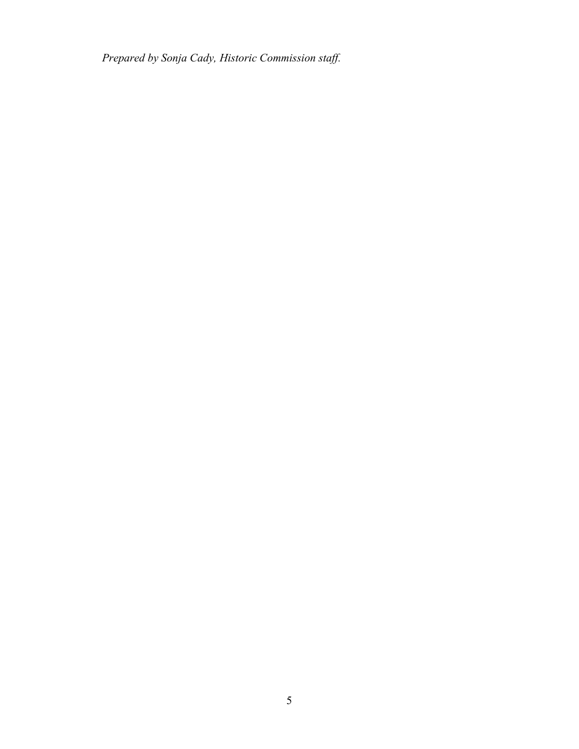*Prepared by Sonja Cady, Historic Commission staff.*